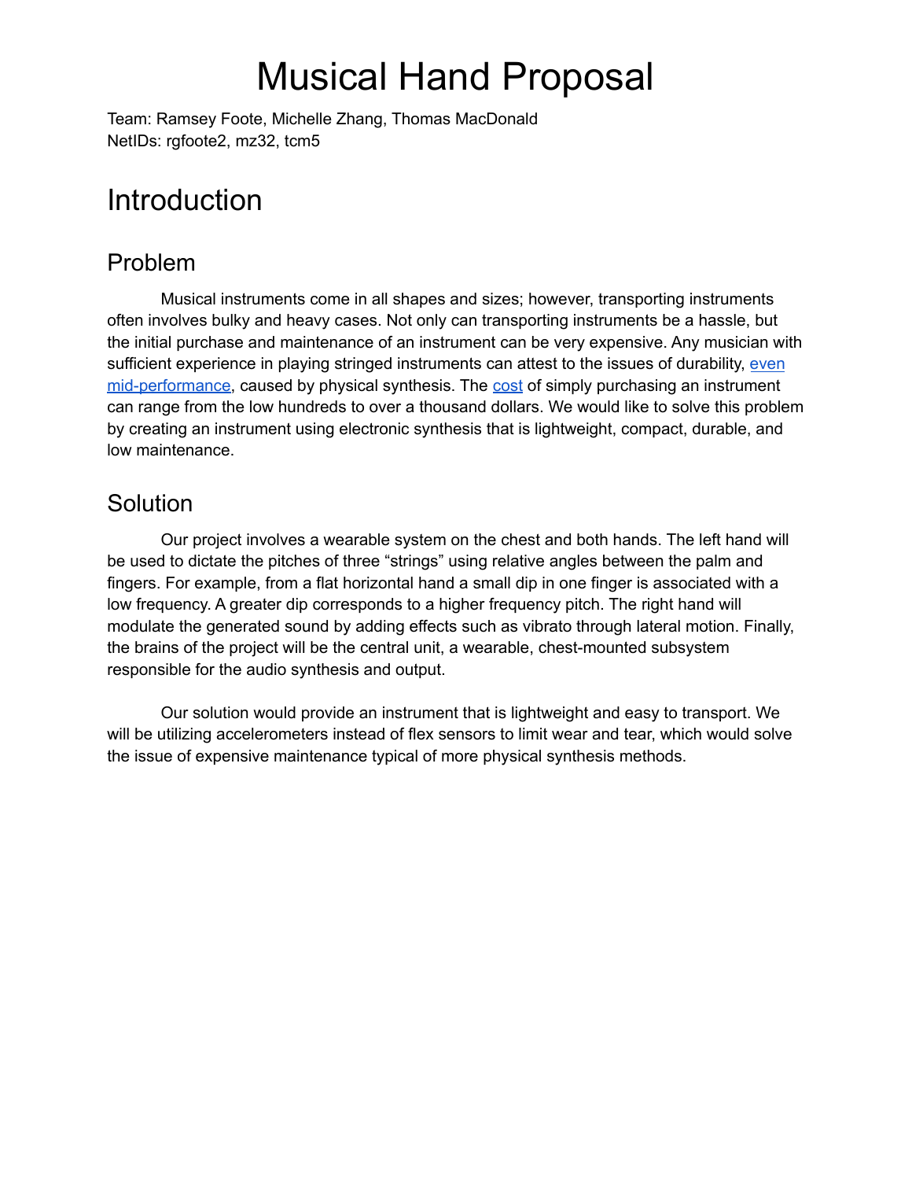# Musical Hand Proposal

Team: Ramsey Foote, Michelle Zhang, Thomas MacDonald
NetIDs: rgfoote2, mz32, tcm5

# Introduction

## Problem

Musical instruments come in all shapes and sizes; however, transporting instruments often involves bulky and heavy cases. Not only can transporting instruments be a hassle, but the initial purchase and maintenance of an instrument can be very expensive. Any musician with sufficient experience in playing stringed instruments can attest to the issues of durability, even mid-performance, caused by physical synthesis. The cost of simply purchasing an instrument can range from the low hundreds to over a thousand dollars. We would like to solve this problem by creating an instrument using electronic synthesis that is lightweight, compact, durable, and low maintenance.

## Solution

Our project involves a wearable system on the chest and both hands. The left hand will be used to dictate the pitches of three "strings" using relative angles between the palm and fingers. For example, from a flat horizontal hand a small dip in one finger is associated with a low frequency. A greater dip corresponds to a higher frequency pitch. The right hand will modulate the generated sound by adding effects such as vibrato through lateral motion. Finally, the brains of the project will be the central unit, a wearable, chest-mounted subsystem responsible for the audio synthesis and output.

Our solution would provide an instrument that is lightweight and easy to transport. We will be utilizing accelerometers instead of flex sensors to limit wear and tear, which would solve the issue of expensive maintenance typical of more physical synthesis methods.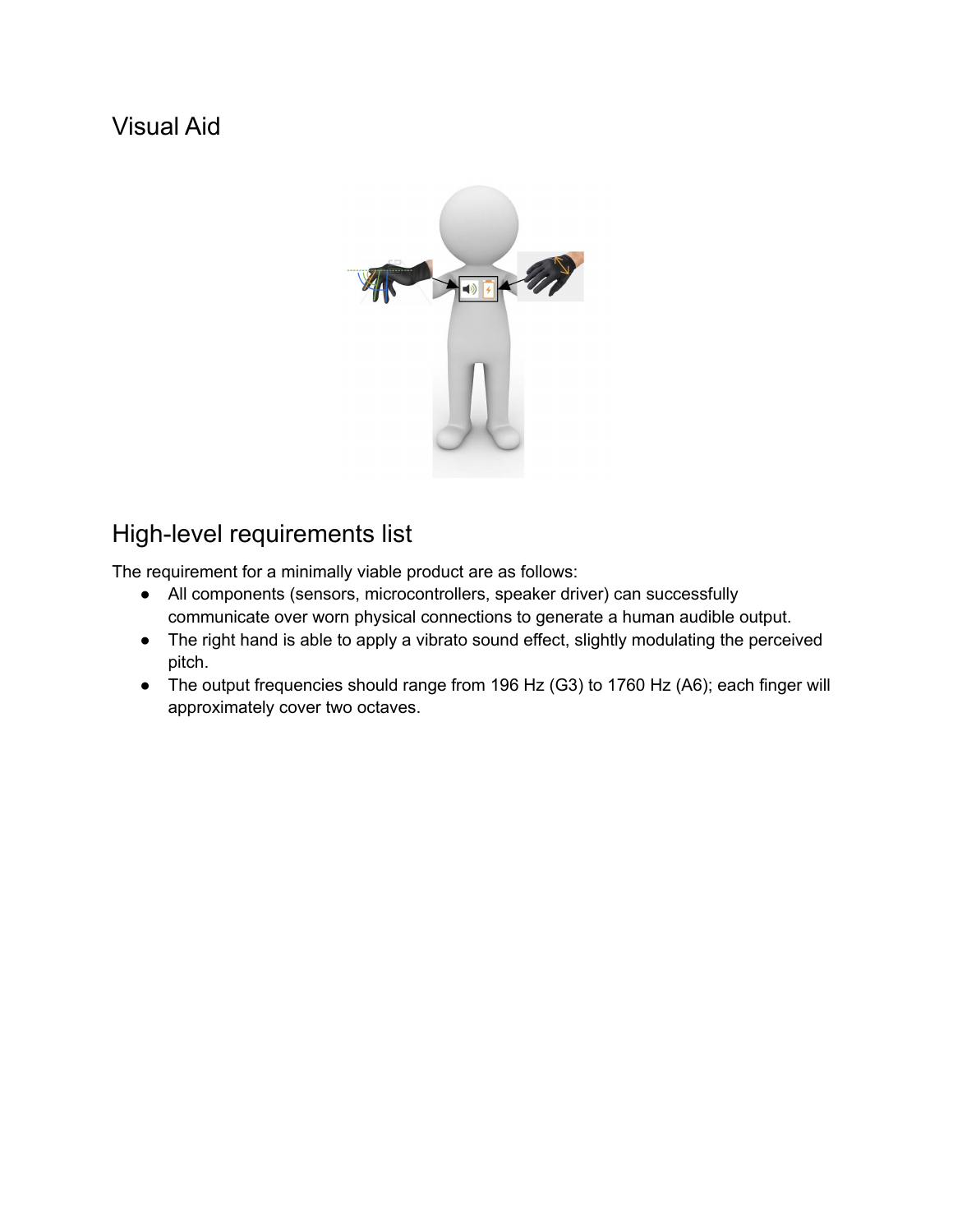## Visual Aid

## High-level requirements list

The requirement for a minimally viable product are as follows:

- All components (sensors, microcontrollers, speaker driver) can successfully communicate over worn physical connections to generate a human audible output.
- The right hand is able to apply a vibrato sound effect, slightly modulating the perceived pitch.
- The output frequencies should range from 196 Hz (G3) to 1760 Hz (A6); each finger will approximately cover two octaves.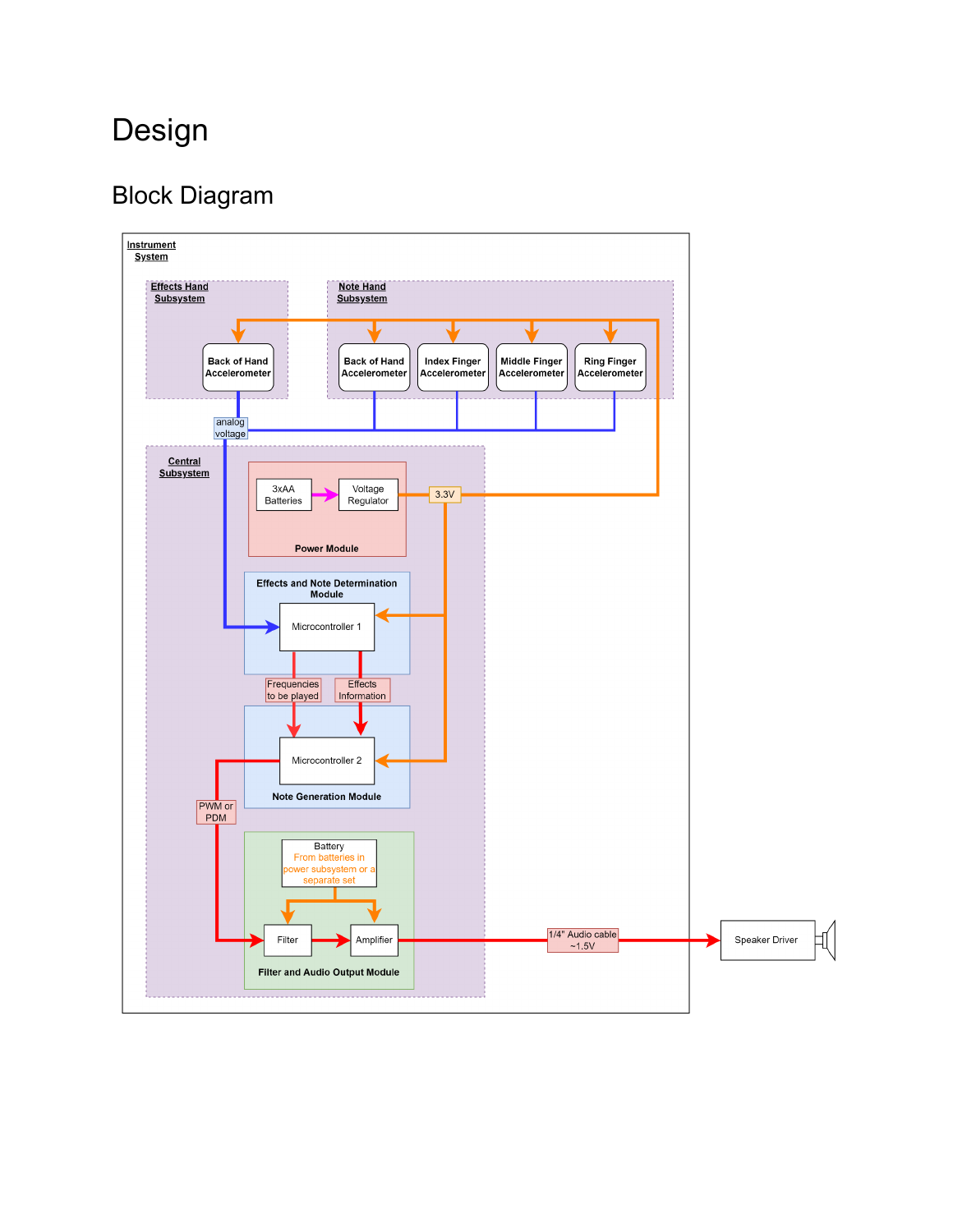# Design

## Block Diagram

**Instrument System**

**Effects Hand Subsystem**
- Back of Hand Accelerometer

**Note Hand Subsystem**
- Back of Hand Accelerometer
- Index Finger Accelerometer
- Middle Finger Accelerometer
- Ring Finger Accelerometer

analog voltage

3.3V

**Central Subsystem**

**Power Module**
- 3xAA Batteries
- Voltage Regulator

**Effects and Note Determination Module**
- Microcontroller 1

Frequencies to be played

Effects Information

**Note Generation Module**
- Microcontroller 2

PWM or PDM

**Filter and Audio Output Module**
- Battery
  From batteries in power subsystem or a separate set
- Filter
- Amplifier

1/4" Audio cable ~1.5V

Speaker Driver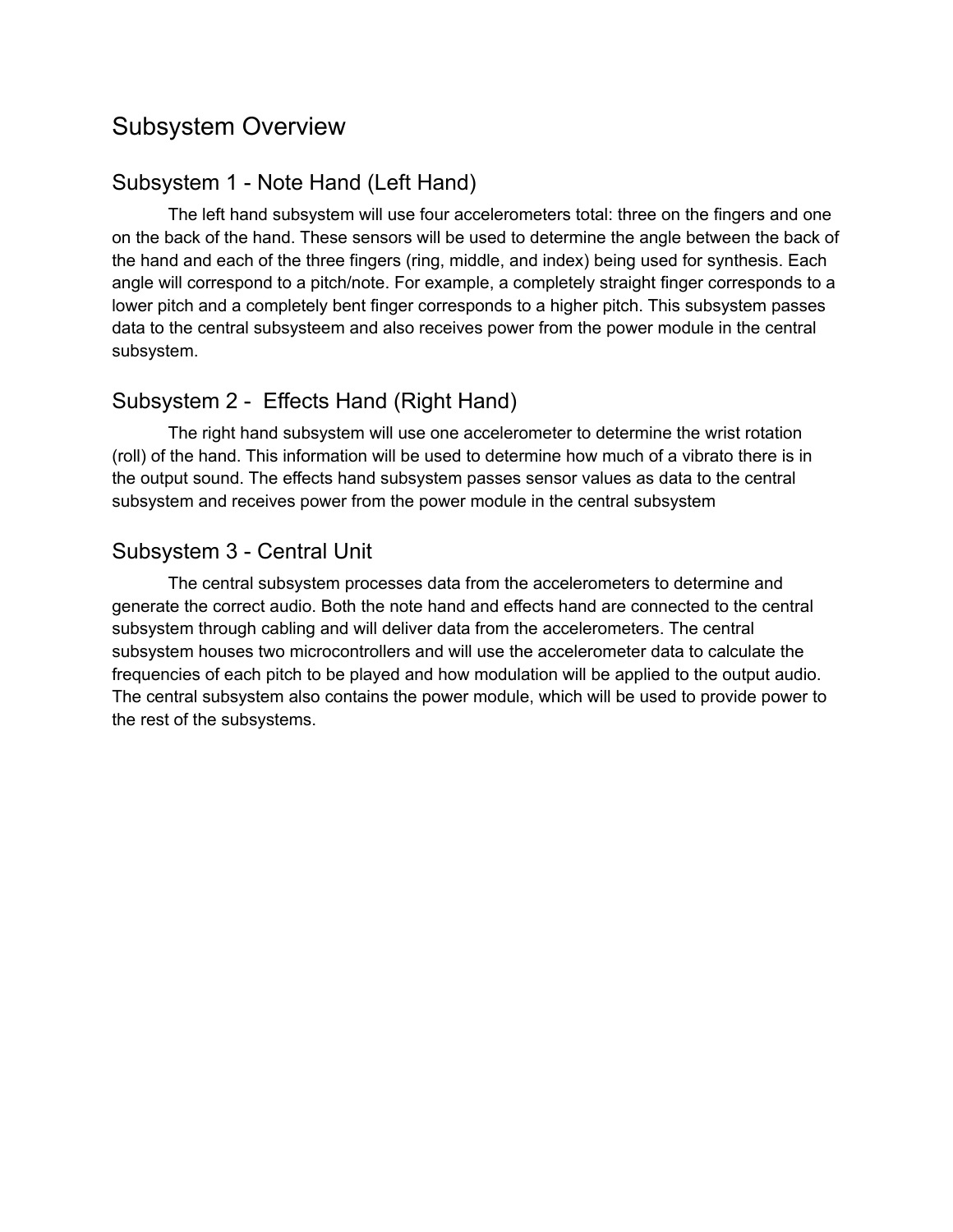# Subsystem Overview

## Subsystem 1 - Note Hand (Left Hand)

The left hand subsystem will use four accelerometers total: three on the fingers and one on the back of the hand. These sensors will be used to determine the angle between the back of the hand and each of the three fingers (ring, middle, and index) being used for synthesis. Each angle will correspond to a pitch/note. For example, a completely straight finger corresponds to a lower pitch and a completely bent finger corresponds to a higher pitch. This subsystem passes data to the central subsysteem and also receives power from the power module in the central subsystem.

## Subsystem 2 - Effects Hand (Right Hand)

The right hand subsystem will use one accelerometer to determine the wrist rotation (roll) of the hand. This information will be used to determine how much of a vibrato there is in the output sound. The effects hand subsystem passes sensor values as data to the central subsystem and receives power from the power module in the central subsystem

## Subsystem 3 - Central Unit

The central subsystem processes data from the accelerometers to determine and generate the correct audio. Both the note hand and effects hand are connected to the central subsystem through cabling and will deliver data from the accelerometers. The central subsystem houses two microcontrollers and will use the accelerometer data to calculate the frequencies of each pitch to be played and how modulation will be applied to the output audio. The central subsystem also contains the power module, which will be used to provide power to the rest of the subsystems.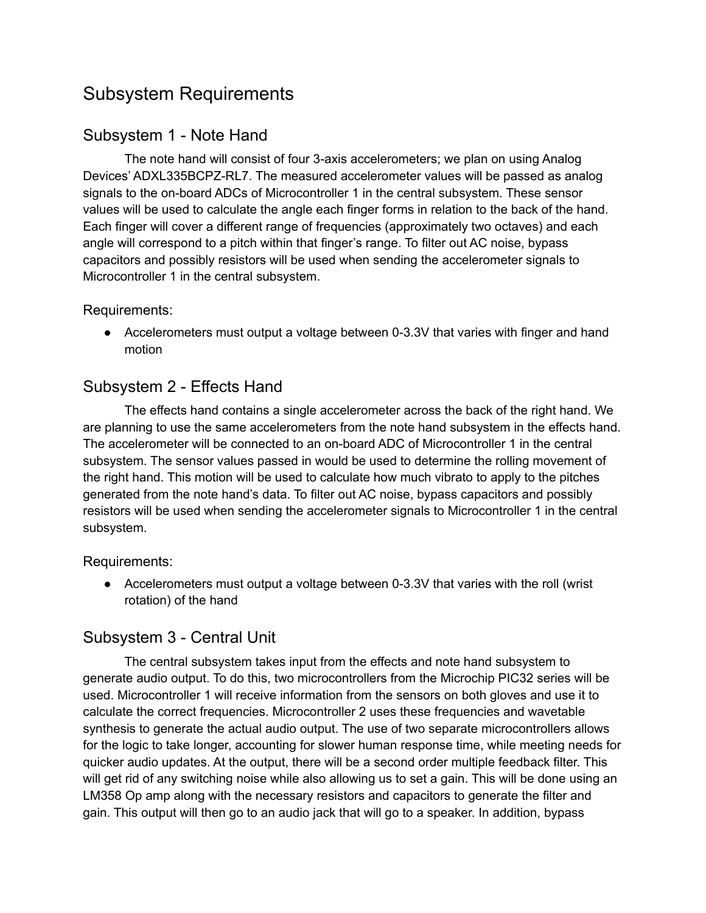# Subsystem Requirements

## Subsystem 1 - Note Hand

The note hand will consist of four 3-axis accelerometers; we plan on using Analog Devices' ADXL335BCPZ-RL7. The measured accelerometer values will be passed as analog signals to the on-board ADCs of Microcontroller 1 in the central subsystem. These sensor values will be used to calculate the angle each finger forms in relation to the back of the hand. Each finger will cover a different range of frequencies (approximately two octaves) and each angle will correspond to a pitch within that finger's range. To filter out AC noise, bypass capacitors and possibly resistors will be used when sending the accelerometer signals to Microcontroller 1 in the central subsystem.

Requirements:

- Accelerometers must output a voltage between 0-3.3V that varies with finger and hand motion

## Subsystem 2 - Effects Hand

The effects hand contains a single accelerometer across the back of the right hand. We are planning to use the same accelerometers from the note hand subsystem in the effects hand. The accelerometer will be connected to an on-board ADC of Microcontroller 1 in the central subsystem. The sensor values passed in would be used to determine the rolling movement of the right hand. This motion will be used to calculate how much vibrato to apply to the pitches generated from the note hand's data. To filter out AC noise, bypass capacitors and possibly resistors will be used when sending the accelerometer signals to Microcontroller 1 in the central subsystem.

Requirements:

- Accelerometers must output a voltage between 0-3.3V that varies with the roll (wrist rotation) of the hand

## Subsystem 3 - Central Unit

The central subsystem takes input from the effects and note hand subsystem to generate audio output. To do this, two microcontrollers from the Microchip PIC32 series will be used. Microcontroller 1 will receive information from the sensors on both gloves and use it to calculate the correct frequencies. Microcontroller 2 uses these frequencies and wavetable synthesis to generate the actual audio output. The use of two separate microcontrollers allows for the logic to take longer, accounting for slower human response time, while meeting needs for quicker audio updates. At the output, there will be a second order multiple feedback filter. This will get rid of any switching noise while also allowing us to set a gain. This will be done using an LM358 Op amp along with the necessary resistors and capacitors to generate the filter and gain. This output will then go to an audio jack that will go to a speaker. In addition, bypass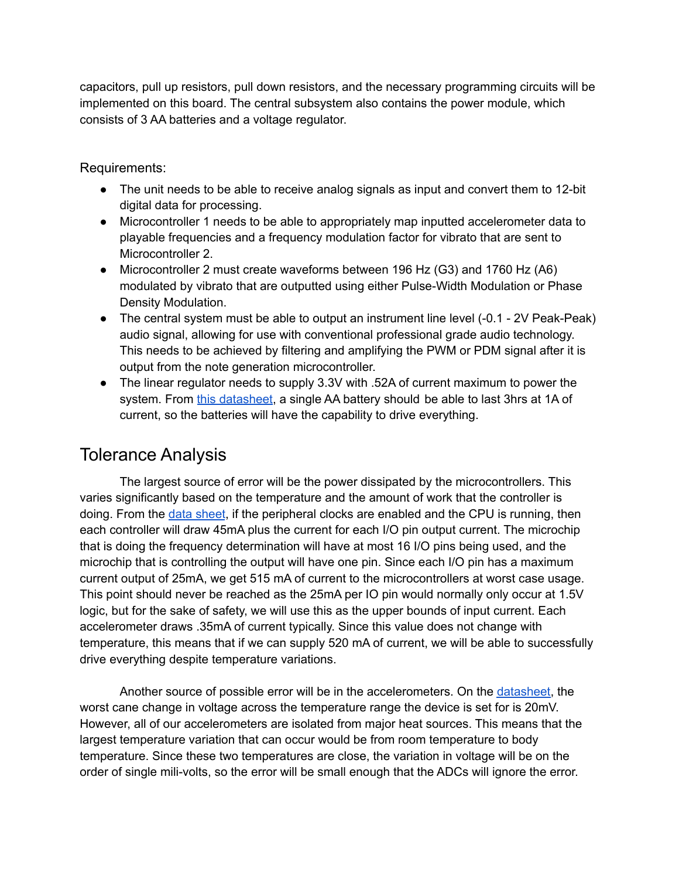capacitors, pull up resistors, pull down resistors, and the necessary programming circuits will be implemented on this board. The central subsystem also contains the power module, which consists of 3 AA batteries and a voltage regulator.

Requirements:

- The unit needs to be able to receive analog signals as input and convert them to 12-bit digital data for processing.
- Microcontroller 1 needs to be able to appropriately map inputted accelerometer data to playable frequencies and a frequency modulation factor for vibrato that are sent to Microcontroller 2.
- Microcontroller 2 must create waveforms between 196 Hz (G3) and 1760 Hz (A6) modulated by vibrato that are outputted using either Pulse-Width Modulation or Phase Density Modulation.
- The central system must be able to output an instrument line level (-0.1 - 2V Peak-Peak) audio signal, allowing for use with conventional professional grade audio technology. This needs to be achieved by filtering and amplifying the PWM or PDM signal after it is output from the note generation microcontroller.
- The linear regulator needs to supply 3.3V with .52A of current maximum to power the system. From this datasheet, a single AA battery should be able to last 3hrs at 1A of current, so the batteries will have the capability to drive everything.

## Tolerance Analysis

The largest source of error will be the power dissipated by the microcontrollers. This varies significantly based on the temperature and the amount of work that the controller is doing. From the data sheet, if the peripheral clocks are enabled and the CPU is running, then each controller will draw 45mA plus the current for each I/O pin output current. The microchip that is doing the frequency determination will have at most 16 I/O pins being used, and the microchip that is controlling the output will have one pin. Since each I/O pin has a maximum current output of 25mA, we get 515 mA of current to the microcontrollers at worst case usage. This point should never be reached as the 25mA per IO pin would normally only occur at 1.5V logic, but for the sake of safety, we will use this as the upper bounds of input current. Each accelerometer draws .35mA of current typically. Since this value does not change with temperature, this means that if we can supply 520 mA of current, we will be able to successfully drive everything despite temperature variations.

Another source of possible error will be in the accelerometers. On the datasheet, the worst cane change in voltage across the temperature range the device is set for is 20mV. However, all of our accelerometers are isolated from major heat sources. This means that the largest temperature variation that can occur would be from room temperature to body temperature. Since these two temperatures are close, the variation in voltage will be on the order of single mili-volts, so the error will be small enough that the ADCs will ignore the error.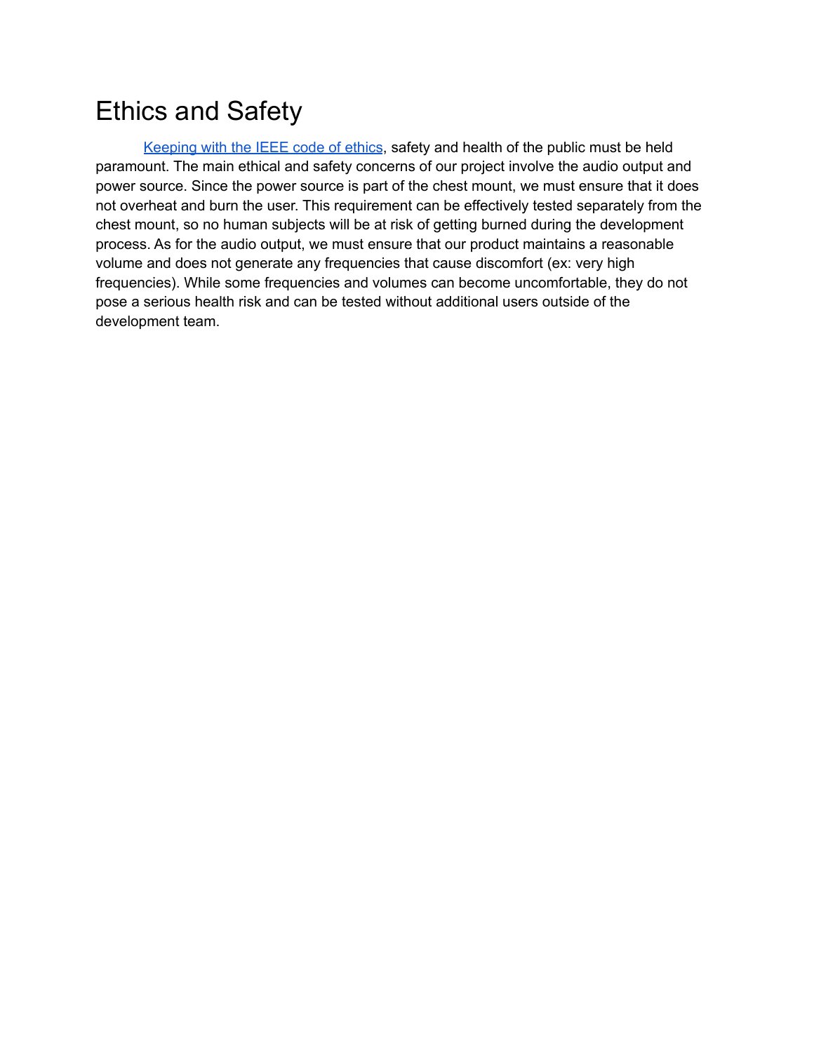# Ethics and Safety

Keeping with the IEEE code of ethics, safety and health of the public must be held paramount. The main ethical and safety concerns of our project involve the audio output and power source. Since the power source is part of the chest mount, we must ensure that it does not overheat and burn the user. This requirement can be effectively tested separately from the chest mount, so no human subjects will be at risk of getting burned during the development process. As for the audio output, we must ensure that our product maintains a reasonable volume and does not generate any frequencies that cause discomfort (ex: very high frequencies). While some frequencies and volumes can become uncomfortable, they do not pose a serious health risk and can be tested without additional users outside of the development team.